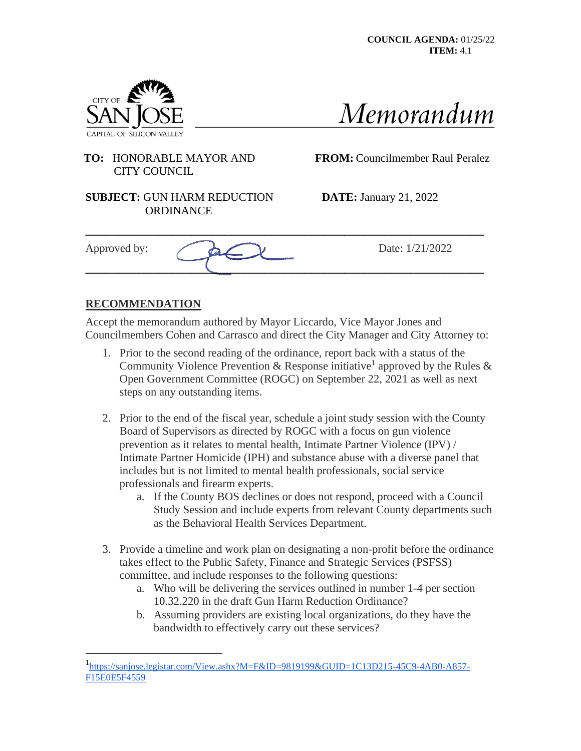**COUNCIL AGENDA:** 01/25/22
**ITEM:** 4.1

CITY OF SAN JOSE
CAPITAL OF SILICON VALLEY

# Memorandum

**TO:** HONORABLE MAYOR AND CITY COUNCIL

**FROM:** Councilmember Raul Peralez

**SUBJECT:** GUN HARM REDUCTION ORDINANCE

**DATE:** January 21, 2022

Approved by:

Date: 1/21/2022

## RECOMMENDATION

Accept the memorandum authored by Mayor Liccardo, Vice Mayor Jones and Councilmembers Cohen and Carrasco and direct the City Manager and City Attorney to:

1. Prior to the second reading of the ordinance, report back with a status of the Community Violence Prevention & Response initiative[1] approved by the Rules & Open Government Committee (ROGC) on September 22, 2021 as well as next steps on any outstanding items.

2. Prior to the end of the fiscal year, schedule a joint study session with the County Board of Supervisors as directed by ROGC with a focus on gun violence prevention as it relates to mental health, Intimate Partner Violence (IPV) / Intimate Partner Homicide (IPH) and substance abuse with a diverse panel that includes but is not limited to mental health professionals, social service professionals and firearm experts.
    a. If the County BOS declines or does not respond, proceed with a Council Study Session and include experts from relevant County departments such as the Behavioral Health Services Department.

3. Provide a timeline and work plan on designating a non-profit before the ordinance takes effect to the Public Safety, Finance and Strategic Services (PSFSS) committee, and include responses to the following questions:
    a. Who will be delivering the services outlined in number 1-4 per section 10.32.220 in the draft Gun Harm Reduction Ordinance?
    b. Assuming providers are existing local organizations, do they have the bandwidth to effectively carry out these services?

---

[1] https://sanjose.legistar.com/View.ashx?M=F&ID=9819199&GUID=1C13D215-45C9-4AB0-A857-F15E0E5F4559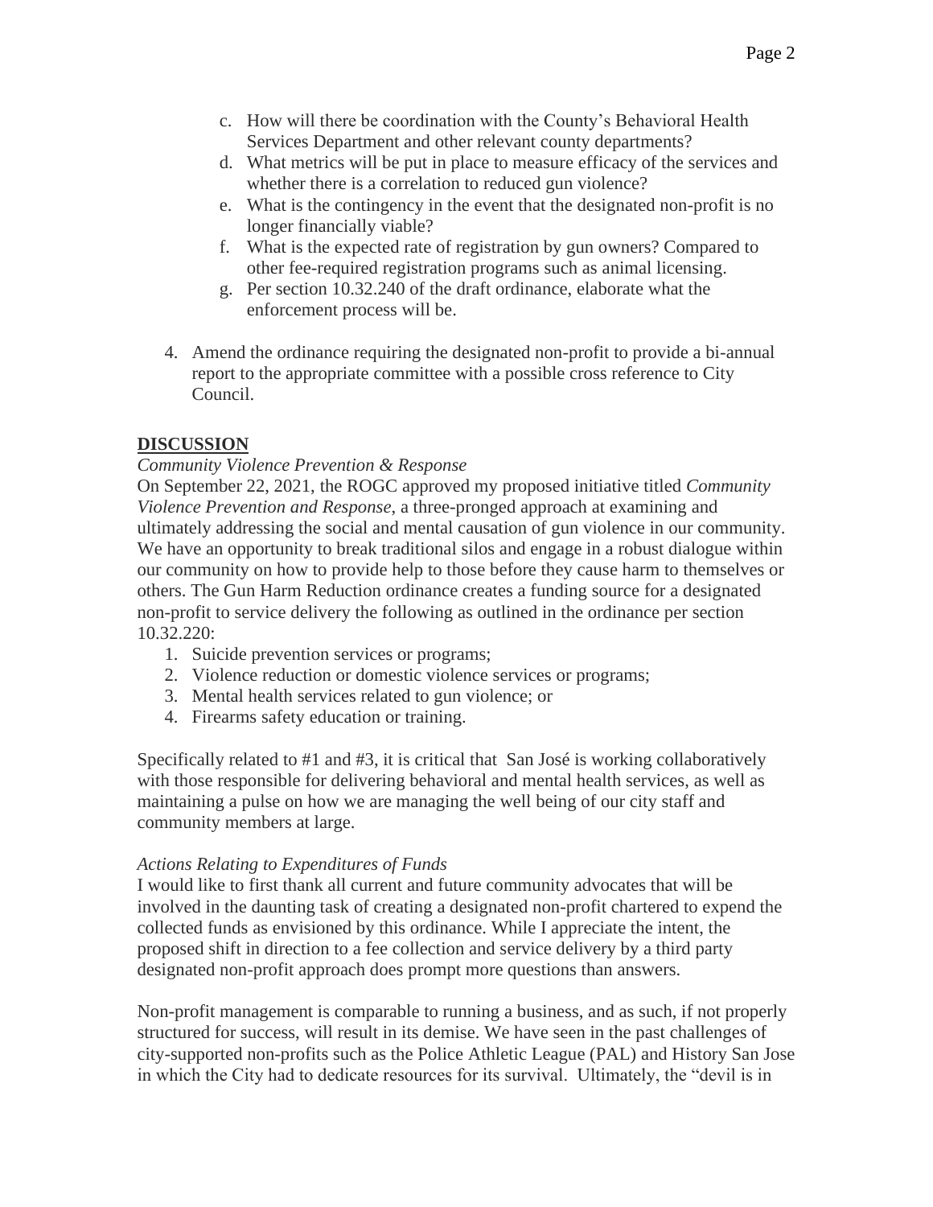c. How will there be coordination with the County's Behavioral Health Services Department and other relevant county departments?
d. What metrics will be put in place to measure efficacy of the services and whether there is a correlation to reduced gun violence?
e. What is the contingency in the event that the designated non-profit is no longer financially viable?
f. What is the expected rate of registration by gun owners? Compared to other fee-required registration programs such as animal licensing.
g. Per section 10.32.240 of the draft ordinance, elaborate what the enforcement process will be.

4. Amend the ordinance requiring the designated non-profit to provide a bi-annual report to the appropriate committee with a possible cross reference to City Council.

## DISCUSSION

*Community Violence Prevention & Response*

On September 22, 2021, the ROGC approved my proposed initiative titled *Community Violence Prevention and Response*, a three-pronged approach at examining and ultimately addressing the social and mental causation of gun violence in our community. We have an opportunity to break traditional silos and engage in a robust dialogue within our community on how to provide help to those before they cause harm to themselves or others. The Gun Harm Reduction ordinance creates a funding source for a designated non-profit to service delivery the following as outlined in the ordinance per section 10.32.220:

1. Suicide prevention services or programs;
2. Violence reduction or domestic violence services or programs;
3. Mental health services related to gun violence; or
4. Firearms safety education or training.

Specifically related to #1 and #3, it is critical that San José is working collaboratively with those responsible for delivering behavioral and mental health services, as well as maintaining a pulse on how we are managing the well being of our city staff and community members at large.

*Actions Relating to Expenditures of Funds*

I would like to first thank all current and future community advocates that will be involved in the daunting task of creating a designated non-profit chartered to expend the collected funds as envisioned by this ordinance. While I appreciate the intent, the proposed shift in direction to a fee collection and service delivery by a third party designated non-profit approach does prompt more questions than answers.

Non-profit management is comparable to running a business, and as such, if not properly structured for success, will result in its demise. We have seen in the past challenges of city-supported non-profits such as the Police Athletic League (PAL) and History San Jose in which the City had to dedicate resources for its survival. Ultimately, the "devil is in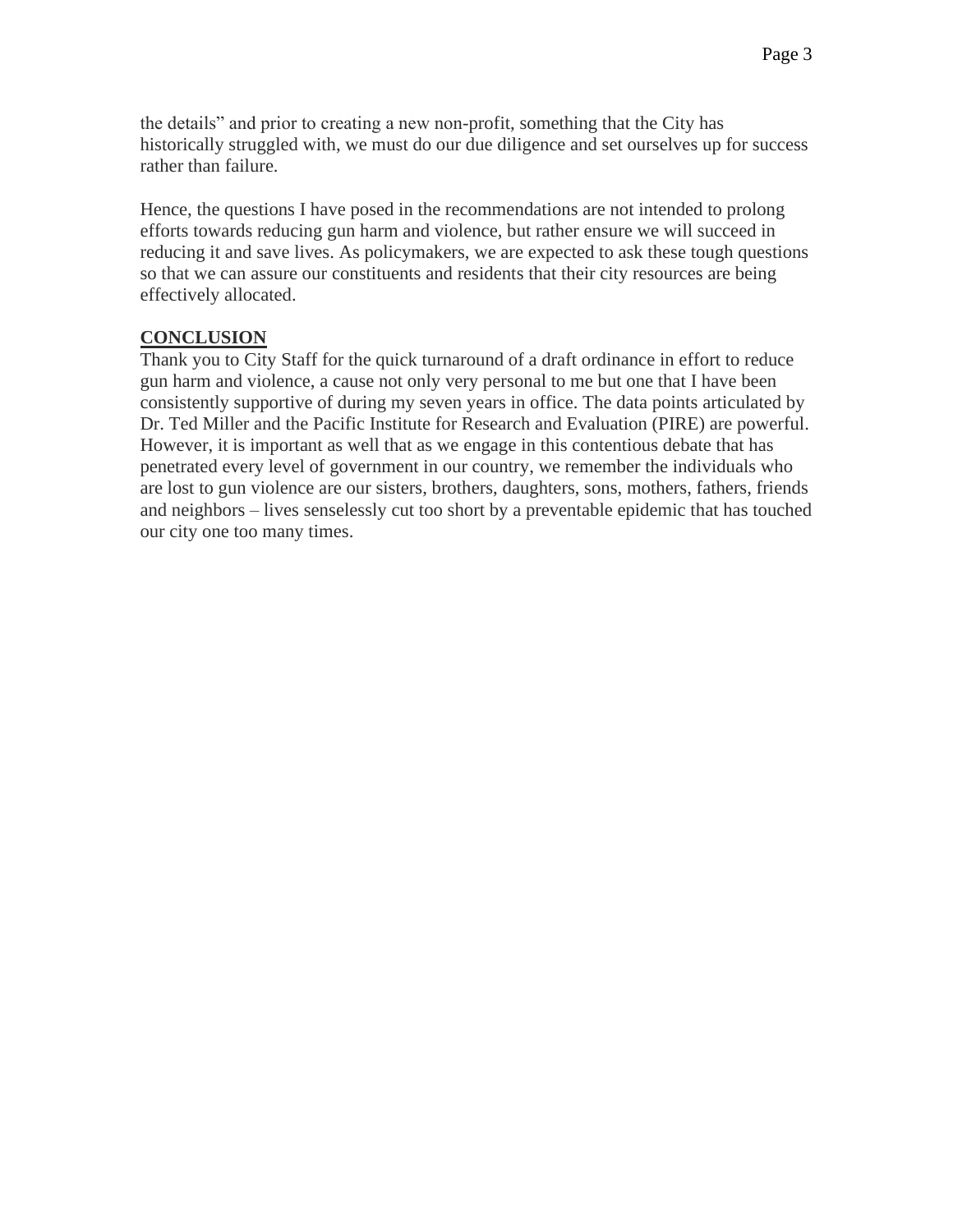the details" and prior to creating a new non-profit, something that the City has historically struggled with, we must do our due diligence and set ourselves up for success rather than failure.

Hence, the questions I have posed in the recommendations are not intended to prolong efforts towards reducing gun harm and violence, but rather ensure we will succeed in reducing it and save lives. As policymakers, we are expected to ask these tough questions so that we can assure our constituents and residents that their city resources are being effectively allocated.

**CONCLUSION**

Thank you to City Staff for the quick turnaround of a draft ordinance in effort to reduce gun harm and violence, a cause not only very personal to me but one that I have been consistently supportive of during my seven years in office. The data points articulated by Dr. Ted Miller and the Pacific Institute for Research and Evaluation (PIRE) are powerful. However, it is important as well that as we engage in this contentious debate that has penetrated every level of government in our country, we remember the individuals who are lost to gun violence are our sisters, brothers, daughters, sons, mothers, fathers, friends and neighbors – lives senselessly cut too short by a preventable epidemic that has touched our city one too many times.